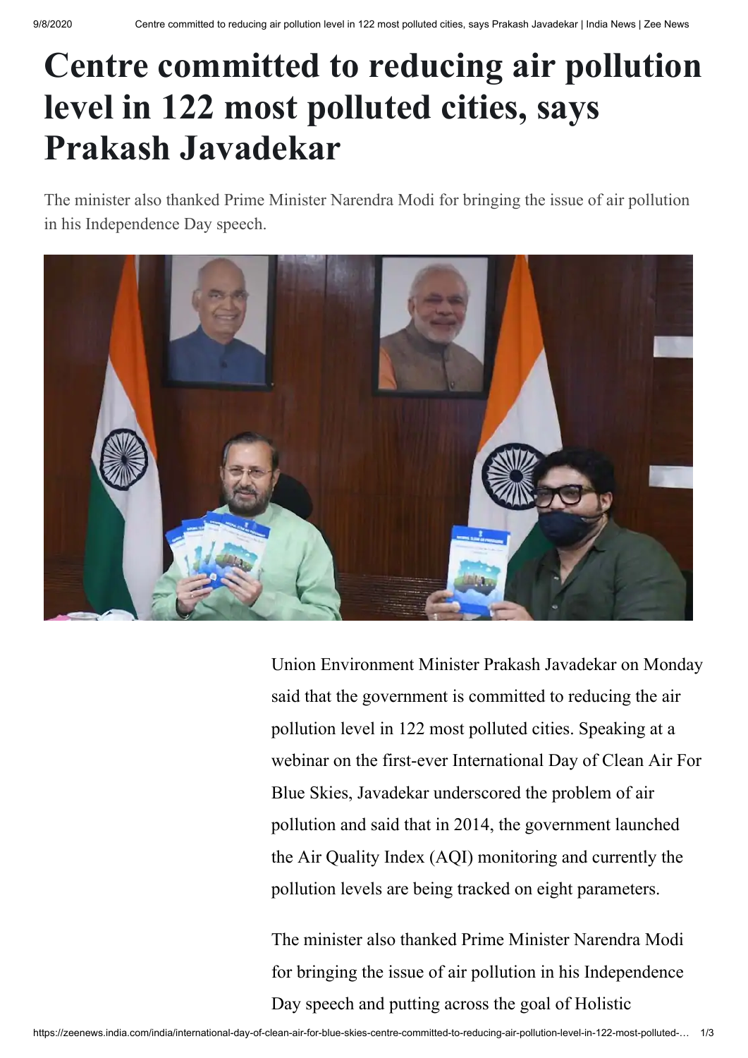# Centre committed to reducing air pollution level in 122 most polluted cities, says Prakash Javadekar

The minister also thanked Prime Minister Narendra Modi for bringing the issue of air pollution in his Independence Day speech.

Union Environment Minister Prakash Javadekar on Monday said that the government is committed to reducing the air pollution level in 122 most polluted cities. Speaking at a webinar on the first-ever International Day of Clean Air For Blue Skies, Javadekar underscored the problem of air pollution and said that in 2014, the government launched the Air Quality Index (AQI) monitoring and currently the pollution levels are being tracked on eight parameters.

The minister also thanked Prime Minister Narendra Modi for bringing the issue of air pollution in his Independence Day speech and putting across the goal of Holistic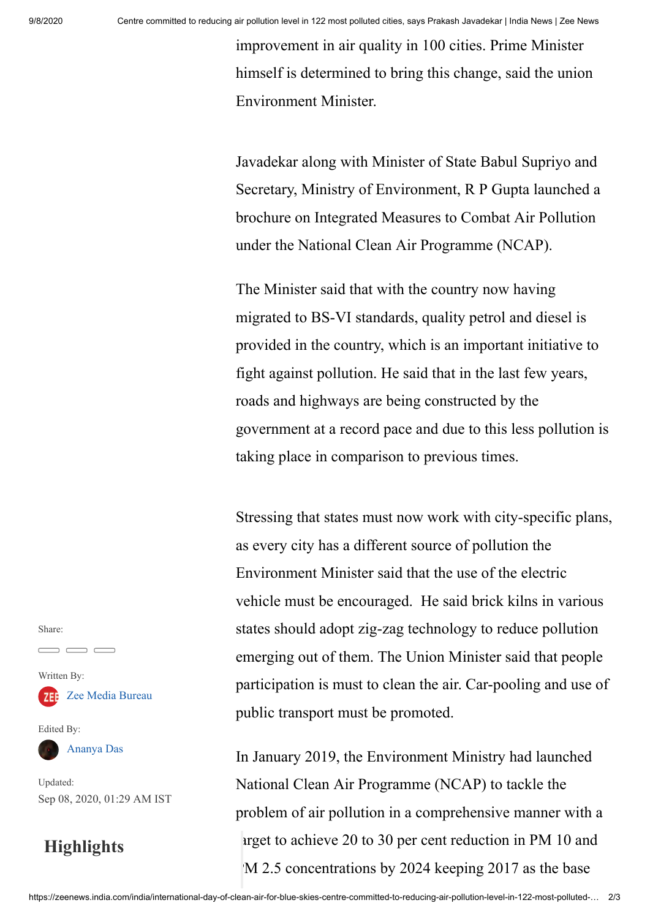improvement in air quality in 100 cities. Prime Minister himself is determined to bring this change, said the union Environment Minister.

Javadekar along with Minister of State Babul Supriyo and Secretary, Ministry of Environment, R P Gupta launched a brochure on Integrated Measures to Combat Air Pollution under the National Clean Air Programme (NCAP).

The Minister said that with the country now having migrated to BS-VI standards, quality petrol and diesel is provided in the country, which is an important initiative to fight against pollution. He said that in the last few years, roads and highways are being constructed by the government at a record pace and due to this less pollution is taking place in comparison to previous times.

Stressing that states must now work with city-specific plans, as every city has a different source of pollution the Environment Minister said that the use of the electric vehicle must be encouraged. He said brick kilns in various states should adopt zig-zag technology to reduce pollution emerging out of them. The Union Minister said that people participation is must to clean the air. Car-pooling and use of public transport must be promoted.

In January 2019, the Environment Ministry had launched National Clean Air Programme (NCAP) to tackle the problem of air pollution in a comprehensive manner with a target to achieve 20 to 30 per cent reduction in PM 10 and PM 2.5 concentrations by 2024 keeping 2017 as the base

Share:

Written By:
Zee Media Bureau

Edited By:
Ananya Das

Updated:
Sep 08, 2020, 01:29 AM IST

## Highlights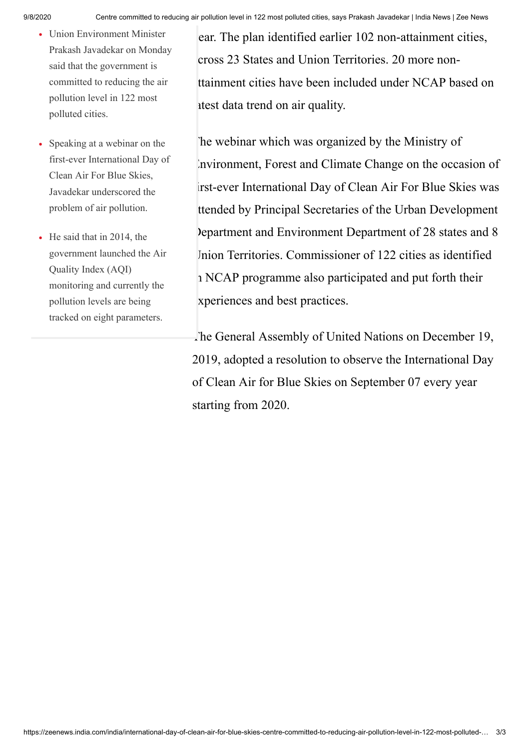- Union Environment Minister Prakash Javadekar on Monday said that the government is committed to reducing the air pollution level in 122 most polluted cities.
- Speaking at a webinar on the first-ever International Day of Clean Air For Blue Skies, Javadekar underscored the problem of air pollution.
- He said that in 2014, the government launched the Air Quality Index (AQI) monitoring and currently the pollution levels are being tracked on eight parameters.

ear. The plan identified earlier 102 non-attainment cities, cross 23 States and Union Territories. 20 more non-ttainment cities have been included under NCAP based on atest data trend on air quality.

'he webinar which was organized by the Ministry of Environment, Forest and Climate Change on the occasion of irst-ever International Day of Clean Air For Blue Skies was ttended by Principal Secretaries of the Urban Development Department and Environment Department of 28 states and 8 Jnion Territories. Commissioner of 122 cities as identified n NCAP programme also participated and put forth their xperiences and best practices.

The General Assembly of United Nations on December 19, 2019, adopted a resolution to observe the International Day of Clean Air for Blue Skies on September 07 every year starting from 2020.